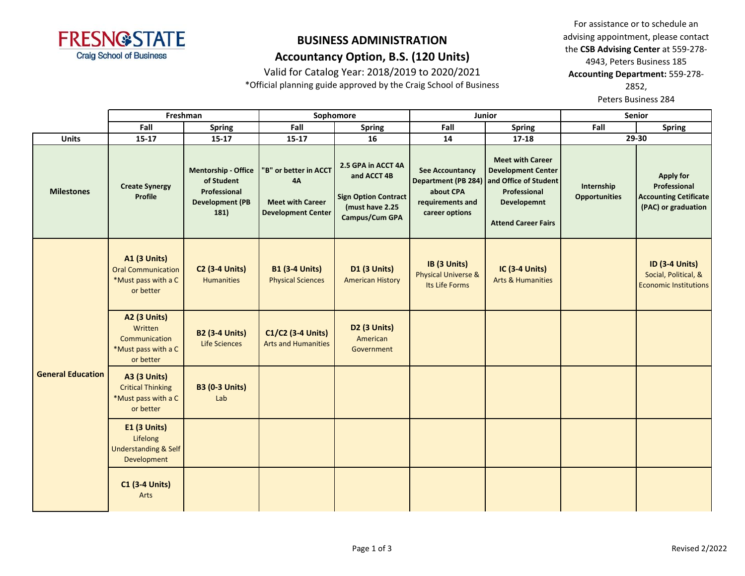FRESNO STATE
Craig School of Business

# BUSINESS ADMINISTRATION
## Accountancy Option, B.S. (120 Units)

Valid for Catalog Year: 2018/2019 to 2020/2021
*Official planning guide approved by the Craig School of Business

For assistance or to schedule an advising appointment, please contact the **CSB Advising Center** at 559-278-4943, Peters Business 185
**Accounting Department:** 559-278-2852, Peters Business 284

| | Freshman | | Sophomore | | Junior | | Senior | |
|---|---|---|---|---|---|---|---|---|
| | Fall | Spring | Fall | Spring | Fall | Spring | Fall | Spring |
| **Units** | 15-17 | 15-17 | 15-17 | 16 | 14 | 17-18 | 29-30 | |
| **Milestones** | **Create Synergy Profile** | **Mentorship - Office of Student Professional Development (PB 181)** | **"B" or better in ACCT 4A**<br><br>**Meet with Career Development Center** | **2.5 GPA in ACCT 4A and ACCT 4B**<br><br>**Sign Option Contract (must have 2.25 Campus/Cum GPA** | **See Accountancy Department (PB 284) about CPA requirements and career options** | **Meet with Career Development Center and Office of Student Professional Developemnt**<br><br>**Attend Career Fairs** | **Internship Opportunities** | **Apply for Professional Accounting Cetificate (PAC) or graduation** |
| **General Education** | **A1 (3 Units)** Oral Communication *Must pass with a C or better | **C2 (3-4 Units)** Humanities | **B1 (3-4 Units)** Physical Sciences | **D1 (3 Units)** American History | **IB (3 Units)** Physical Universe & Its Life Forms | **IC (3-4 Units)** Arts & Humanities | | **ID (3-4 Units)** Social, Political, & Economic Institutions |
| | **A2 (3 Units)** Written Communication *Must pass with a C or better | **B2 (3-4 Units)** Life Sciences | **C1/C2 (3-4 Units)** Arts and Humanities | **D2 (3 Units)** American Government | | | | |
| | **A3 (3 Units)** Critical Thinking *Must pass with a C or better | **B3 (0-3 Units)** Lab | | | | | | |
| | **E1 (3 Units)** Lifelong Understanding & Self Development | | | | | | | |
| | **C1 (3-4 Units)** Arts | | | | | | | |

Revised 2/2022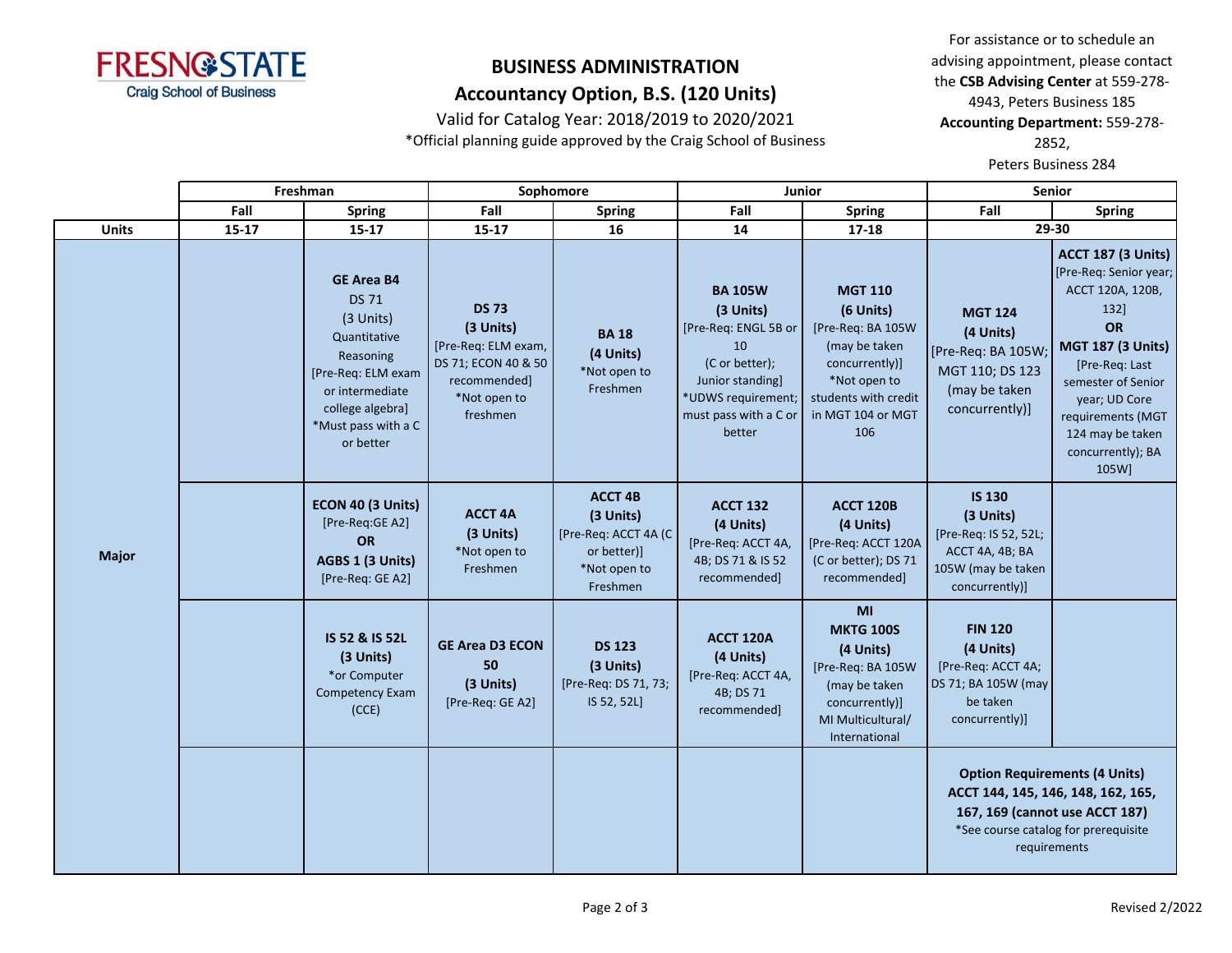# BUSINESS ADMINISTRATION

## Accountancy Option, B.S. (120 Units)

Valid for Catalog Year: 2018/2019 to 2020/2021

*Official planning guide approved by the Craig School of Business

For assistance or to schedule an advising appointment, please contact the **CSB Advising Center** at 559-278-4943, Peters Business 185

**Accounting Department:** 559-278-2852, Peters Business 284

| | Freshman | | Sophomore | | Junior | | Senior | |
|---|---|---|---|---|---|---|---|---|
| | **Fall** | **Spring** | **Fall** | **Spring** | **Fall** | **Spring** | **Fall** | **Spring** |
| **Units** | **15-17** | **15-17** | **15-17** | **16** | **14** | **17-18** | **29-30** | |
| **Major** | | **GE Area B4** DS 71 (3 Units) Quantitative Reasoning [Pre-Req: ELM exam or intermediate college algebra] *Must pass with a C or better | **DS 73 (3 Units)** [Pre-Req: ELM exam, DS 71; ECON 40 & 50 recommended] *Not open to freshmen | **BA 18 (4 Units)** *Not open to Freshmen | **BA 105W (3 Units)** [Pre-Req: ENGL 5B or 10 (C or better); Junior standing] *UDWS requirement; must pass with a C or better | **MGT 110 (6 Units)** [Pre-Req: BA 105W (may be taken concurrently)] *Not open to students with credit in MGT 104 or MGT 106 | **MGT 124 (4 Units)** [Pre-Req: BA 105W; MGT 110; DS 123 (may be taken concurrently)] | **ACCT 187 (3 Units)** [Pre-Req: Senior year; ACCT 120A, 120B, 132] **OR** **MGT 187 (3 Units)** [Pre-Req: Last semester of Senior year; UD Core requirements (MGT 124 may be taken concurrently); BA 105W] |
| | | **ECON 40 (3 Units)** [Pre-Req:GE A2] **OR** **AGBS 1 (3 Units)** [Pre-Req: GE A2] | **ACCT 4A (3 Units)** *Not open to Freshmen | **ACCT 4B (3 Units)** [Pre-Req: ACCT 4A (C or better)] *Not open to Freshmen | **ACCT 132 (4 Units)** [Pre-Req: ACCT 4A, 4B; DS 71 & IS 52 recommended] | **ACCT 120B (4 Units)** [Pre-Req: ACCT 120A (C or better); DS 71 recommended] | **IS 130 (3 Units)** [Pre-Req: IS 52, 52L; ACCT 4A, 4B; BA 105W (may be taken concurrently)] | |
| | | **IS 52 & IS 52L (3 Units)** *or Computer Competency Exam (CCE) | **GE Area D3 ECON 50 (3 Units)** [Pre-Req: GE A2] | **DS 123 (3 Units)** [Pre-Req: DS 71, 73; IS 52, 52L] | **ACCT 120A (4 Units)** [Pre-Req: ACCT 4A, 4B; DS 71 recommended] | **MI MKTG 100S (4 Units)** [Pre-Req: BA 105W (may be taken concurrently)] MI Multicultural/ International | **FIN 120 (4 Units)** [Pre-Req: ACCT 4A; DS 71; BA 105W (may be taken concurrently)] | |
| | | | | | | | **Option Requirements (4 Units)** **ACCT 144, 145, 146, 148, 162, 165, 167, 169 (cannot use ACCT 187)** *See course catalog for prerequisite requirements | |

Revised 2/2022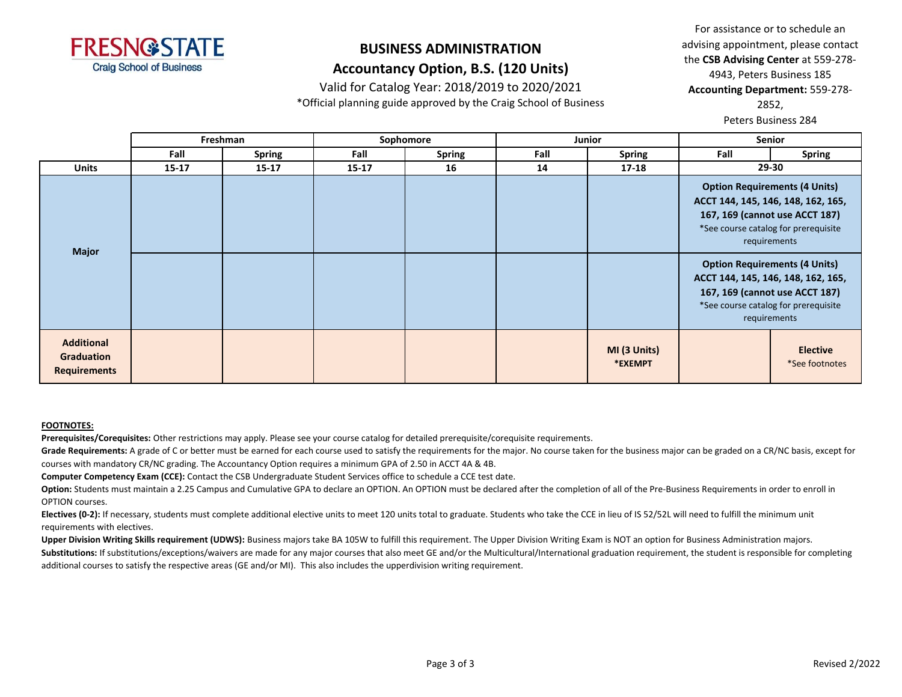FRESNO STATE
Craig School of Business

## BUSINESS ADMINISTRATION

## Accountancy Option, B.S. (120 Units)

Valid for Catalog Year: 2018/2019 to 2020/2021

*Official planning guide approved by the Craig School of Business

For assistance or to schedule an advising appointment, please contact the **CSB Advising Center** at 559-278-4943, Peters Business 185
**Accounting Department:** 559-278-2852,
Peters Business 284

| | Freshman | | Sophomore | | Junior | | Senior | |
|---|---|---|---|---|---|---|---|---|
| | **Fall** | **Spring** | **Fall** | **Spring** | **Fall** | **Spring** | **Fall** | **Spring** |
| **Units** | **15-17** | **15-17** | **15-17** | **16** | **14** | **17-18** | **29-30** | |
| **Major** | | | | | | | **Option Requirements (4 Units)** **ACCT 144, 145, 146, 148, 162, 165, 167, 169 (cannot use ACCT 187)** *See course catalog for prerequisite requirements | |
| | | | | | | | **Option Requirements (4 Units)** **ACCT 144, 145, 146, 148, 162, 165, 167, 169 (cannot use ACCT 187)** *See course catalog for prerequisite requirements | |
| **Additional Graduation Requirements** | | | | | | **MI (3 Units)** ***EXEMPT** | | **Elective** *See footnotes |

**FOOTNOTES:**

**Prerequisites/Corequisites:** Other restrictions may apply. Please see your course catalog for detailed prerequisite/corequisite requirements.

**Grade Requirements:** A grade of C or better must be earned for each course used to satisfy the requirements for the major. No course taken for the business major can be graded on a CR/NC basis, except for courses with mandatory CR/NC grading. The Accountancy Option requires a minimum GPA of 2.50 in ACCT 4A & 4B.

**Computer Competency Exam (CCE):** Contact the CSB Undergraduate Student Services office to schedule a CCE test date.

**Option:** Students must maintain a 2.25 Campus and Cumulative GPA to declare an OPTION. An OPTION must be declared after the completion of all of the Pre-Business Requirements in order to enroll in OPTION courses.

**Electives (0-2):** If necessary, students must complete additional elective units to meet 120 units total to graduate. Students who take the CCE in lieu of IS 52/52L will need to fulfill the minimum unit requirements with electives.

**Upper Division Writing Skills requirement (UDWS):** Business majors take BA 105W to fulfill this requirement. The Upper Division Writing Exam is NOT an option for Business Administration majors.

**Substitutions:** If substitutions/exceptions/waivers are made for any major courses that also meet GE and/or the Multicultural/International graduation requirement, the student is responsible for completing additional courses to satisfy the respective areas (GE and/or MI). This also includes the upperdivision writing requirement.

Revised 2/2022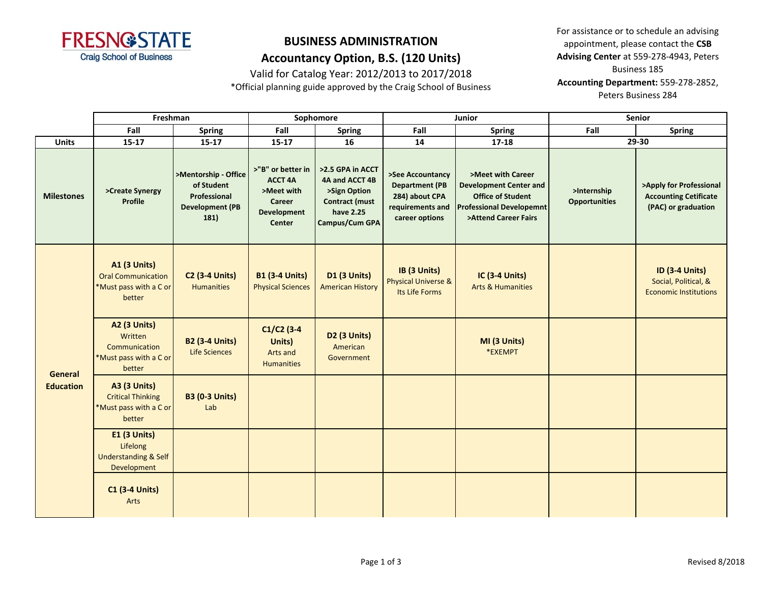FRESNO STATE
Craig School of Business

# BUSINESS ADMINISTRATION
## Accountancy Option, B.S. (120 Units)

Valid for Catalog Year: 2012/2013 to 2017/2018

*Official planning guide approved by the Craig School of Business

For assistance or to schedule an advising appointment, please contact the **CSB Advising Center** at 559-278-4943, Peters Business 185

**Accounting Department:** 559-278-2852, Peters Business 284

| | Freshman | | Sophomore | | Junior | | Senior | |
|---|---|---|---|---|---|---|---|---|
| | **Fall** | **Spring** | **Fall** | **Spring** | **Fall** | **Spring** | **Fall** | **Spring** |
| **Units** | **15-17** | **15-17** | **15-17** | **16** | **14** | **17-18** | **29-30** | |
| **Milestones** | >Create Synergy Profile | >Mentorship - Office of Student Professional Development (PB 181) | >"B" or better in ACCT 4A >Meet with Career Development Center | >2.5 GPA in ACCT 4A and ACCT 4B >Sign Option Contract (must have 2.25 Campus/Cum GPA | >See Accountancy Department (PB 284) about CPA requirements and career options | >Meet with Career Development Center and Office of Student Professional Developemnt >Attend Career Fairs | >Internship Opportunities | >Apply for Professional Accounting Cetificate (PAC) or graduation |
| **General Education** | **A1 (3 Units)** Oral Communication *Must pass with a C or better | **C2 (3-4 Units)** Humanities | **B1 (3-4 Units)** Physical Sciences | **D1 (3 Units)** American History | **IB (3 Units)** Physical Universe & Its Life Forms | **IC (3-4 Units)** Arts & Humanities | | **ID (3-4 Units)** Social, Political, & Economic Institutions |
| | **A2 (3 Units)** Written Communication *Must pass with a C or better | **B2 (3-4 Units)** Life Sciences | **C1/C2 (3-4 Units)** Arts and Humanities | **D2 (3 Units)** American Government | | **MI (3 Units)** *EXEMPT | | |
| | **A3 (3 Units)** Critical Thinking *Must pass with a C or better | **B3 (0-3 Units)** Lab | | | | | | |
| | **E1 (3 Units)** Lifelong Understanding & Self Development | | | | | | | |
| | **C1 (3-4 Units)** Arts | | | | | | | |

Revised 8/2018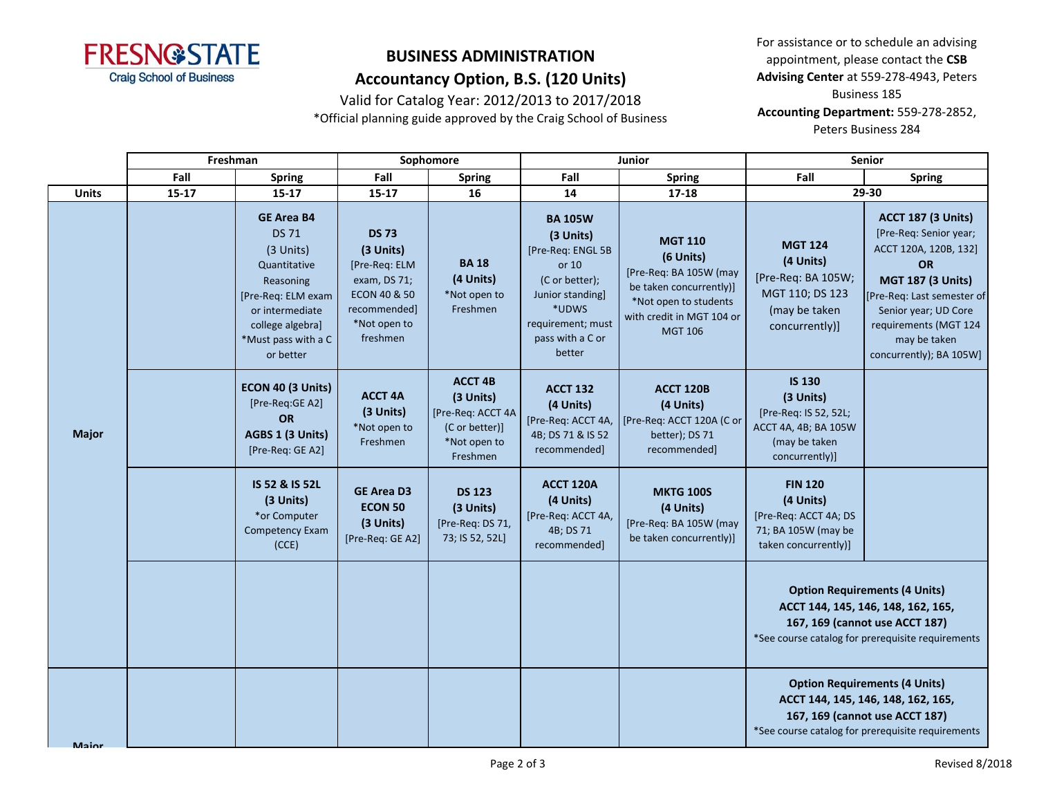# BUSINESS ADMINISTRATION

## Accountancy Option, B.S. (120 Units)

Valid for Catalog Year: 2012/2013 to 2017/2018

*Official planning guide approved by the Craig School of Business

For assistance or to schedule an advising appointment, please contact the **CSB Advising Center** at 559-278-4943, Peters Business 185

**Accounting Department:** 559-278-2852, Peters Business 284

| | Freshman | | Sophomore | | Junior | | Senior | |
|---|---|---|---|---|---|---|---|---|
| | Fall | Spring | Fall | Spring | Fall | Spring | Fall | Spring |
| **Units** | 15-17 | 15-17 | 15-17 | 16 | 14 | 17-18 | 29-30 | |
| **Major** | | **GE Area B4** DS 71 (3 Units) Quantitative Reasoning [Pre-Req: ELM exam or intermediate college algebra] *Must pass with a C or better | **DS 73 (3 Units)** [Pre-Req: ELM exam, DS 71; ECON 40 & 50 recommended] *Not open to freshmen | **BA 18 (4 Units)** *Not open to Freshmen | **BA 105W (3 Units)** [Pre-Req: ENGL 5B or 10 (C or better); Junior standing] *UDWS requirement; must pass with a C or better | **MGT 110 (6 Units)** [Pre-Req: BA 105W (may be taken concurrently)] *Not open to students with credit in MGT 104 or MGT 106 | **MGT 124 (4 Units)** [Pre-Req: BA 105W; MGT 110; DS 123 (may be taken concurrently)] | **ACCT 187 (3 Units)** [Pre-Req: Senior year; ACCT 120A, 120B, 132] **OR** **MGT 187 (3 Units)** [Pre-Req: Last semester of Senior year; UD Core requirements (MGT 124 may be taken concurrently); BA 105W] |
| | | **ECON 40 (3 Units)** [Pre-Req:GE A2] **OR** **AGBS 1 (3 Units)** [Pre-Req: GE A2] | **ACCT 4A (3 Units)** *Not open to Freshmen | **ACCT 4B (3 Units)** [Pre-Req: ACCT 4A (C or better)] *Not open to Freshmen | **ACCT 132 (4 Units)** [Pre-Req: ACCT 4A, 4B; DS 71 & IS 52 recommended] | **ACCT 120B (4 Units)** [Pre-Req: ACCT 120A (C or better); DS 71 recommended] | **IS 130 (3 Units)** [Pre-Req: IS 52, 52L; ACCT 4A, 4B; BA 105W (may be taken concurrently)] | |
| | | **IS 52 & IS 52L (3 Units)** *or Computer Competency Exam (CCE) | **GE Area D3** **ECON 50 (3 Units)** [Pre-Req: GE A2] | **DS 123 (3 Units)** [Pre-Req: DS 71, 73; IS 52, 52L] | **ACCT 120A (4 Units)** [Pre-Req: ACCT 4A, 4B; DS 71 recommended] | **MKTG 100S (4 Units)** [Pre-Req: BA 105W (may be taken concurrently)] | **FIN 120 (4 Units)** [Pre-Req: ACCT 4A; DS 71; BA 105W (may be taken concurrently)] | |
| | | | | | | | **Option Requirements (4 Units)** **ACCT 144, 145, 146, 148, 162, 165, 167, 169 (cannot use ACCT 187)** *See course catalog for prerequisite requirements | |
| **Major** | | | | | | | **Option Requirements (4 Units)** **ACCT 144, 145, 146, 148, 162, 165, 167, 169 (cannot use ACCT 187)** *See course catalog for prerequisite requirements | |

Revised 8/2018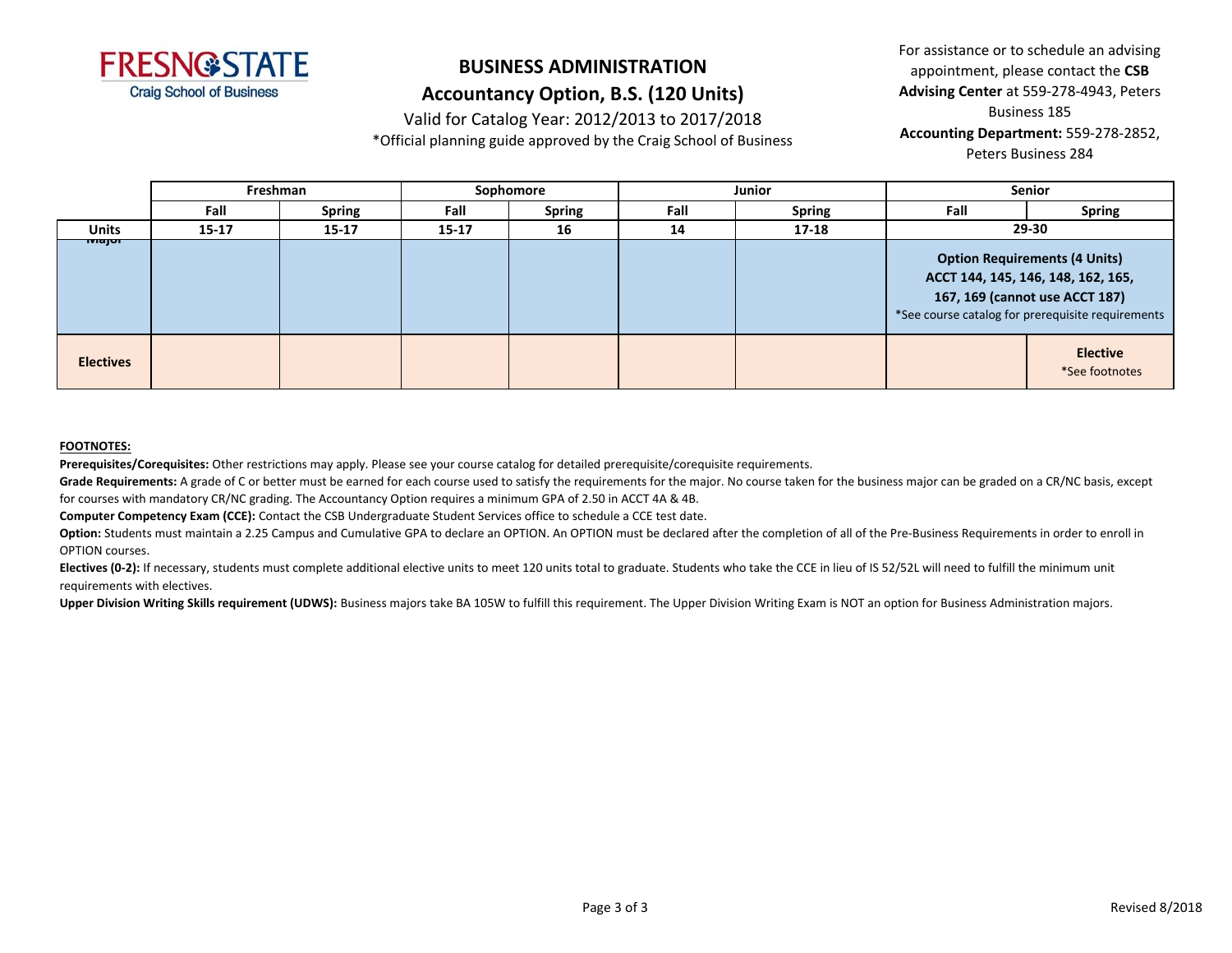# BUSINESS ADMINISTRATION

## Accountancy Option, B.S. (120 Units)

Valid for Catalog Year: 2012/2013 to 2017/2018

*Official planning guide approved by the Craig School of Business

For assistance or to schedule an advising appointment, please contact the **CSB Advising Center** at 559-278-4943, Peters Business 185

**Accounting Department:** 559-278-2852, Peters Business 284

| | Freshman | | Sophomore | | Junior | | Senior | |
|---|---|---|---|---|---|---|---|---|
| | **Fall** | **Spring** | **Fall** | **Spring** | **Fall** | **Spring** | **Fall** | **Spring** |
| **Units** | **15-17** | **15-17** | **15-17** | **16** | **14** | **17-18** | **29-30** | |
| **Major** | | | | | | | **Option Requirements (4 Units)** **ACCT 144, 145, 146, 148, 162, 165, 167, 169 (cannot use ACCT 187)** *See course catalog for prerequisite requirements | |
| **Electives** | | | | | | | | **Elective** *See footnotes |

**FOOTNOTES:**

**Prerequisites/Corequisites:** Other restrictions may apply. Please see your course catalog for detailed prerequisite/corequisite requirements.

**Grade Requirements:** A grade of C or better must be earned for each course used to satisfy the requirements for the major. No course taken for the business major can be graded on a CR/NC basis, except for courses with mandatory CR/NC grading. The Accountancy Option requires a minimum GPA of 2.50 in ACCT 4A & 4B.

**Computer Competency Exam (CCE):** Contact the CSB Undergraduate Student Services office to schedule a CCE test date.

**Option:** Students must maintain a 2.25 Campus and Cumulative GPA to declare an OPTION. An OPTION must be declared after the completion of all of the Pre-Business Requirements in order to enroll in OPTION courses.

**Electives (0-2):** If necessary, students must complete additional elective units to meet 120 units total to graduate. Students who take the CCE in lieu of IS 52/52L will need to fulfill the minimum unit requirements with electives.

**Upper Division Writing Skills requirement (UDWS):** Business majors take BA 105W to fulfill this requirement. The Upper Division Writing Exam is NOT an option for Business Administration majors.

Revised 8/2018